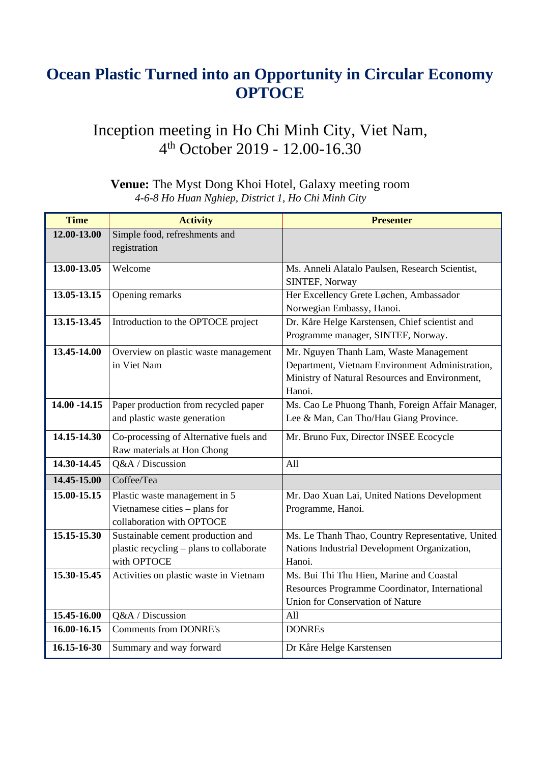# Ocean Plastic Turned into an Opportunity in Circular Economy OPTOCE

## Inception meeting in Ho Chi Minh City, Viet Nam, 4th October 2019 - 12.00-16.30

**Venue:** The Myst Dong Khoi Hotel, Galaxy meeting room
*4-6-8 Ho Huan Nghiep, District 1, Ho Chi Minh City*

| Time | Activity | Presenter |
|---|---|---|
| **12.00-13.00** | Simple food, refreshments and registration | |
| **13.00-13.05** | Welcome | Ms. Anneli Alatalo Paulsen, Research Scientist, SINTEF, Norway |
| **13.05-13.15** | Opening remarks | Her Excellency Grete Løchen, Ambassador Norwegian Embassy, Hanoi. |
| **13.15-13.45** | Introduction to the OPTOCE project | Dr. Kåre Helge Karstensen, Chief scientist and Programme manager, SINTEF, Norway. |
| **13.45-14.00** | Overview on plastic waste management in Viet Nam | Mr. Nguyen Thanh Lam, Waste Management Department, Vietnam Environment Administration, Ministry of Natural Resources and Environment, Hanoi. |
| **14.00 -14.15** | Paper production from recycled paper and plastic waste generation | Ms. Cao Le Phuong Thanh, Foreign Affair Manager, Lee & Man, Can Tho/Hau Giang Province. |
| **14.15-14.30** | Co-processing of Alternative fuels and Raw materials at Hon Chong | Mr. Bruno Fux, Director INSEE Ecocycle |
| **14.30-14.45** | Q&A / Discussion | All |
| **14.45-15.00** | Coffee/Tea | |
| **15.00-15.15** | Plastic waste management in 5 Vietnamese cities – plans for collaboration with OPTOCE | Mr. Dao Xuan Lai, United Nations Development Programme, Hanoi. |
| **15.15-15.30** | Sustainable cement production and plastic recycling – plans to collaborate with OPTOCE | Ms. Le Thanh Thao, Country Representative, United Nations Industrial Development Organization, Hanoi. |
| **15.30-15.45** | Activities on plastic waste in Vietnam | Ms. Bui Thi Thu Hien, Marine and Coastal Resources Programme Coordinator, International Union for Conservation of Nature |
| **15.45-16.00** | Q&A / Discussion | All |
| **16.00-16.15** | Comments from DONRE's | DONREs |
| **16.15-16-30** | Summary and way forward | Dr Kåre Helge Karstensen |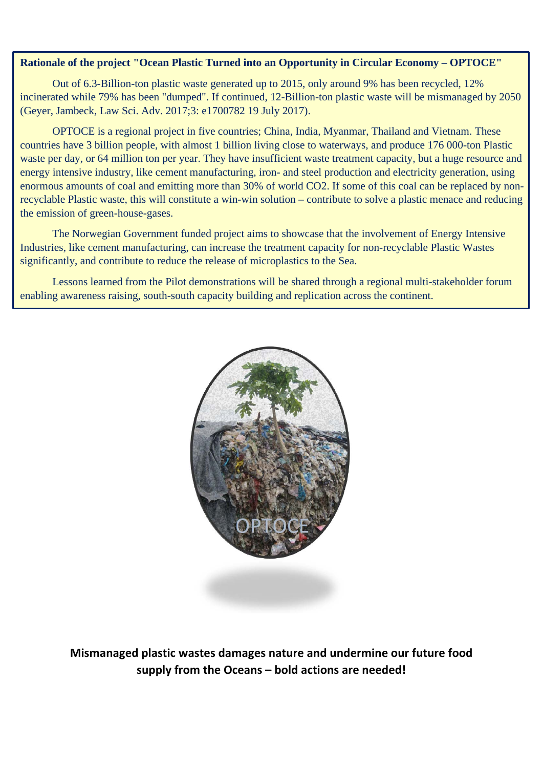**Rationale of the project "Ocean Plastic Turned into an Opportunity in Circular Economy – OPTOCE"**

Out of 6.3-Billion-ton plastic waste generated up to 2015, only around 9% has been recycled, 12% incinerated while 79% has been "dumped". If continued, 12-Billion-ton plastic waste will be mismanaged by 2050 (Geyer, Jambeck, Law Sci. Adv. 2017;3: e1700782 19 July 2017).

OPTOCE is a regional project in five countries; China, India, Myanmar, Thailand and Vietnam. These countries have 3 billion people, with almost 1 billion living close to waterways, and produce 176 000-ton Plastic waste per day, or 64 million ton per year. They have insufficient waste treatment capacity, but a huge resource and energy intensive industry, like cement manufacturing, iron- and steel production and electricity generation, using enormous amounts of coal and emitting more than 30% of world $CO_2$. If some of this coal can be replaced by non-recyclable Plastic waste, this will constitute a win-win solution – contribute to solve a plastic menace and reducing the emission of green-house-gases.

The Norwegian Government funded project aims to showcase that the involvement of Energy Intensive Industries, like cement manufacturing, can increase the treatment capacity for non-recyclable Plastic Wastes significantly, and contribute to reduce the release of microplastics to the Sea.

Lessons learned from the Pilot demonstrations will be shared through a regional multi-stakeholder forum enabling awareness raising, south-south capacity building and replication across the continent.

OPTOCE

**Mismanaged plastic wastes damages nature and undermine our future food supply from the Oceans – bold actions are needed!**